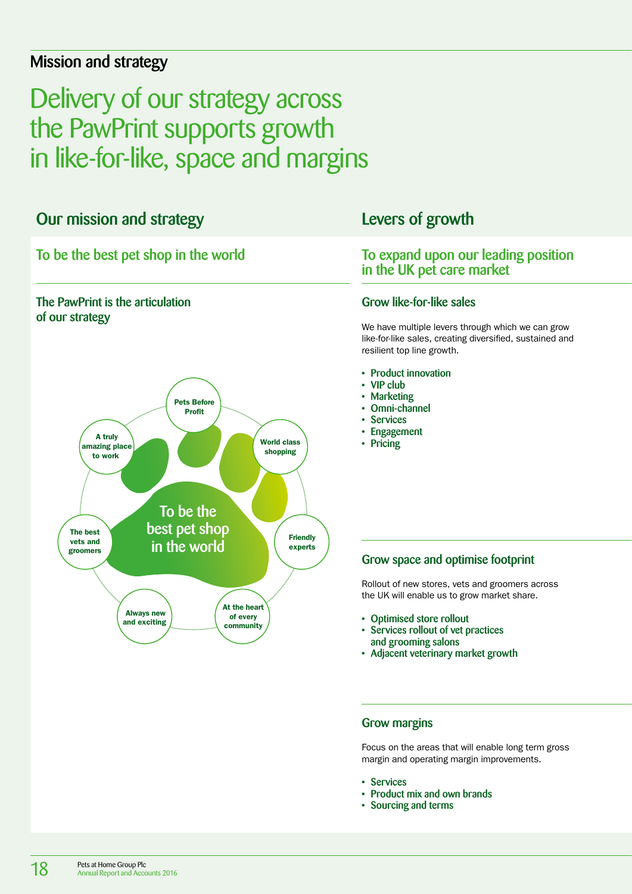## Mission and strategy

# Delivery of our strategy across the PawPrint supports growth in like-for-like, space and margins

## Our mission and strategy

### To be the best pet shop in the world

### The PawPrint is the articulation of our strategy

To be the best pet shop in the world

- Pets Before Profit
- World class shopping
- Friendly experts
- At the heart of every community
- Always new and exciting
- The best vets and groomers
- A truly amazing place to work

## Levers of growth

### To expand upon our leading position in the UK pet care market

### Grow like-for-like sales

We have multiple levers through which we can grow like-for-like sales, creating diversified, sustained and resilient top line growth.

- Product innovation
- VIP club
- Marketing
- Omni-channel
- Services
- Engagement
- Pricing

### Grow space and optimise footprint

Rollout of new stores, vets and groomers across the UK will enable us to grow market share.

- Optimised store rollout
- Services rollout of vet practices and grooming salons
- Adjacent veterinary market growth

### Grow margins

Focus on the areas that will enable long term gross margin and operating margin improvements.

- Services
- Product mix and own brands
- Sourcing and terms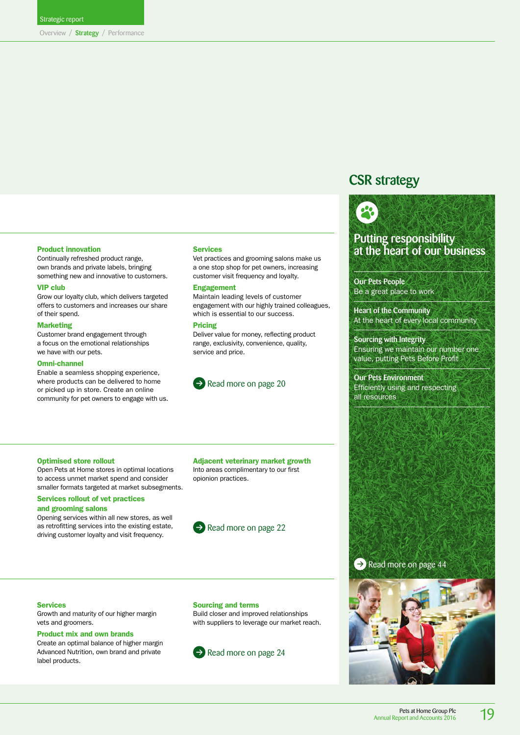Overview / **Strategy** / Performance

**Product innovation**
Continually refreshed product range, own brands and private labels, bringing something new and innovative to customers.

**VIP club**
Grow our loyalty club, which delivers targeted offers to customers and increases our share of their spend.

**Marketing**
Customer brand engagement through a focus on the emotional relationships we have with our pets.

**Omni-channel**
Enable a seamless shopping experience, where products can be delivered to home or picked up in store. Create an online community for pet owners to engage with us.

**Services**
Vet practices and grooming salons make us a one stop shop for pet owners, increasing customer visit frequency and loyalty.

**Engagement**
Maintain leading levels of customer engagement with our highly trained colleagues, which is essential to our success.

**Pricing**
Deliver value for money, reflecting product range, exclusivity, convenience, quality, service and price.

Read more on page 20

**Optimised store rollout**
Open Pets at Home stores in optimal locations to access unmet market spend and consider smaller formats targeted at market subsegments.

**Services rollout of vet practices and grooming salons**
Opening services within all new stores, as well as retrofitting services into the existing estate, driving customer loyalty and visit frequency.

**Adjacent veterinary market growth**
Into areas complimentary to our first opionion practices.

Read more on page 22

**Services**
Growth and maturity of our higher margin vets and groomers.

**Product mix and own brands**
Create an optimal balance of higher margin Advanced Nutrition, own brand and private label products.

**Sourcing and terms**
Build closer and improved relationships with suppliers to leverage our market reach.

Read more on page 24

## CSR strategy

### Putting responsibility at the heart of our business

**Our Pets People**
Be a great place to work

**Heart of the Community**
At the heart of every local community

**Sourcing with Integrity**
Ensuring we maintain our number one value, putting Pets Before Profit

**Our Pets Environment**
Efficiently using and respecting all resources

Read more on page 44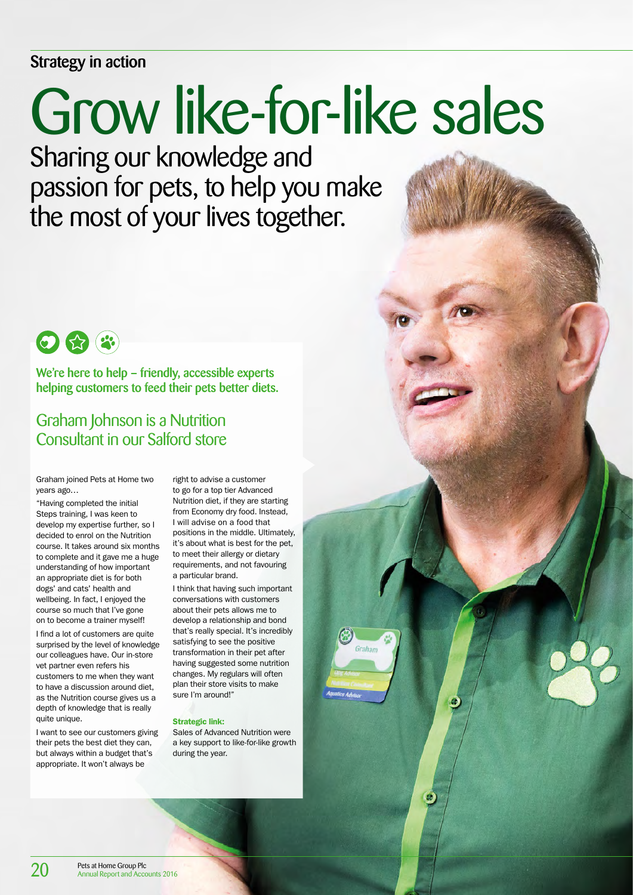Strategy in action

# Grow like-for-like sales

## Sharing our knowledge and passion for pets, to help you make the most of your lives together.

**We're here to help – friendly, accessible experts helping customers to feed their pets better diets.**

### Graham Johnson is a Nutrition Consultant in our Salford store

Graham joined Pets at Home two years ago…

"Having completed the initial Steps training, I was keen to develop my expertise further, so I decided to enrol on the Nutrition course. It takes around six months to complete and it gave me a huge understanding of how important an appropriate diet is for both dogs' and cats' health and wellbeing. In fact, I enjoyed the course so much that I've gone on to become a trainer myself!

I find a lot of customers are quite surprised by the level of knowledge our colleagues have. Our in-store vet partner even refers his customers to me when they want to have a discussion around diet, as the Nutrition course gives us a depth of knowledge that is really quite unique.

I want to see our customers giving their pets the best diet they can, but always within a budget that's appropriate. It won't always be right to advise a customer to go for a top tier Advanced Nutrition diet, if they are starting from Economy dry food. Instead, I will advise on a food that positions in the middle. Ultimately, it's about what is best for the pet, to meet their allergy or dietary requirements, and not favouring a particular brand.

I think that having such important conversations with customers about their pets allows me to develop a relationship and bond that's really special. It's incredibly satisfying to see the positive transformation in their pet after having suggested some nutrition changes. My regulars will often plan their store visits to make sure I'm around!"

**Strategic link:**

Sales of Advanced Nutrition were a key support to like-for-like growth during the year.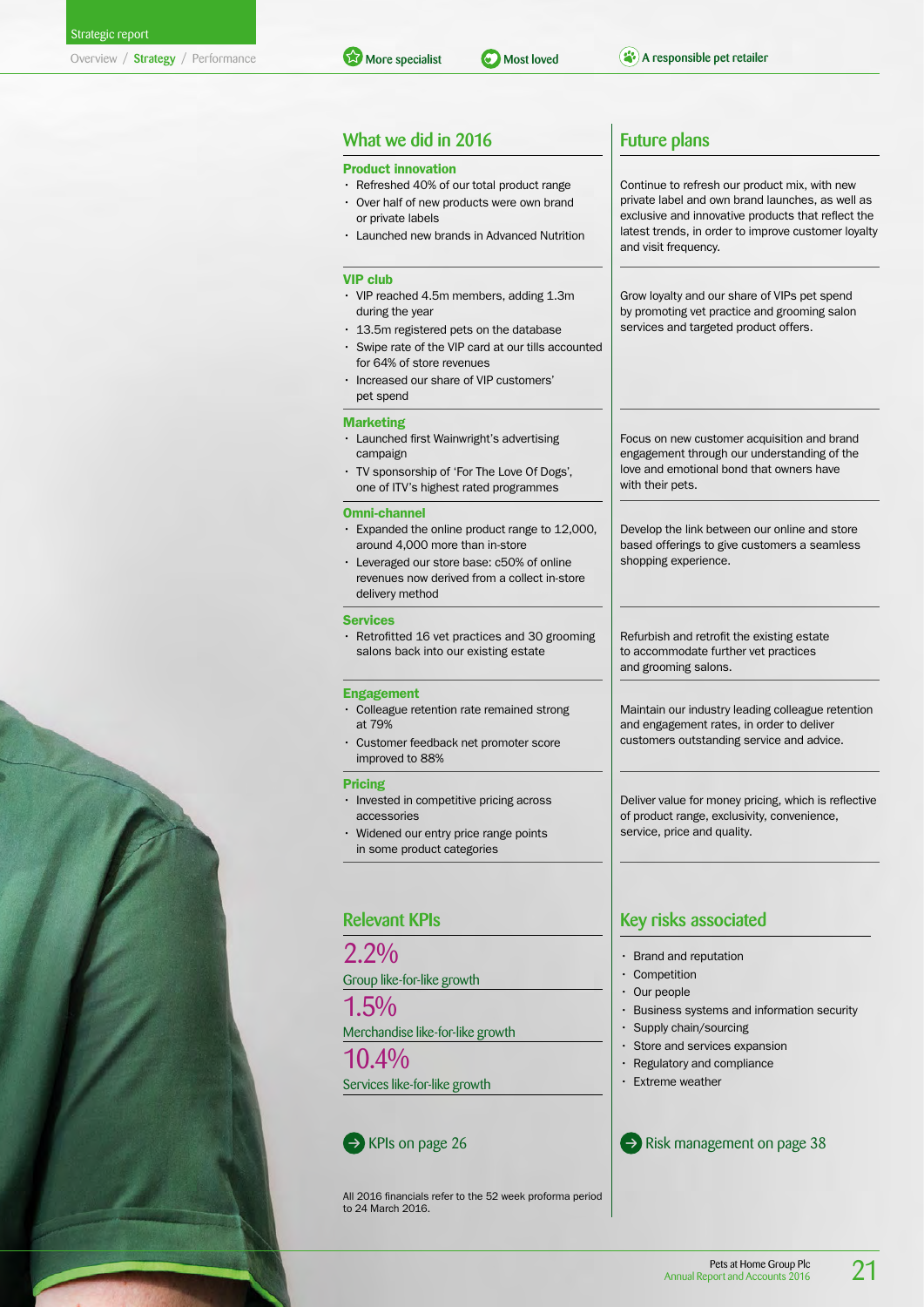## What we did in 2016

### Product innovation

- Refreshed 40% of our total product range
- Over half of new products were own brand or private labels
- Launched new brands in Advanced Nutrition

### VIP club

- VIP reached 4.5m members, adding 1.3m during the year
- 13.5m registered pets on the database
- Swipe rate of the VIP card at our tills accounted for 64% of store revenues
- Increased our share of VIP customers' pet spend

### Marketing

- Launched first Wainwright's advertising campaign
- TV sponsorship of 'For The Love Of Dogs', one of ITV's highest rated programmes

### Omni-channel

- Expanded the online product range to 12,000, around 4,000 more than in-store
- Leveraged our store base: c50% of online revenues now derived from a collect in-store delivery method

### Services

- Retrofitted 16 vet practices and 30 grooming salons back into our existing estate

### Engagement

- Colleague retention rate remained strong at 79%
- Customer feedback net promoter score improved to 88%

### Pricing

- Invested in competitive pricing across accessories
- Widened our entry price range points in some product categories

## Future plans

**Product innovation:** Continue to refresh our product mix, with new private label and own brand launches, as well as exclusive and innovative products that reflect the latest trends, in order to improve customer loyalty and visit frequency.

**VIP club:** Grow loyalty and our share of VIPs pet spend by promoting vet practice and grooming salon services and targeted product offers.

**Marketing:** Focus on new customer acquisition and brand engagement through our understanding of the love and emotional bond that owners have with their pets.

**Omni-channel:** Develop the link between our online and store based offerings to give customers a seamless shopping experience.

**Services:** Refurbish and retrofit the existing estate to accommodate further vet practices and grooming salons.

**Engagement:** Maintain our industry leading colleague retention and engagement rates, in order to deliver customers outstanding service and advice.

**Pricing:** Deliver value for money pricing, which is reflective of product range, exclusivity, convenience, service, price and quality.

## Relevant KPIs

**2.2%**
Group like-for-like growth

**1.5%**
Merchandise like-for-like growth

**10.4%**
Services like-for-like growth

KPIs on page 26

All 2016 financials refer to the 52 week proforma period to 24 March 2016.

## Key risks associated

- Brand and reputation
- Competition
- Our people
- Business systems and information security
- Supply chain/sourcing
- Store and services expansion
- Regulatory and compliance
- Extreme weather

Risk management on page 38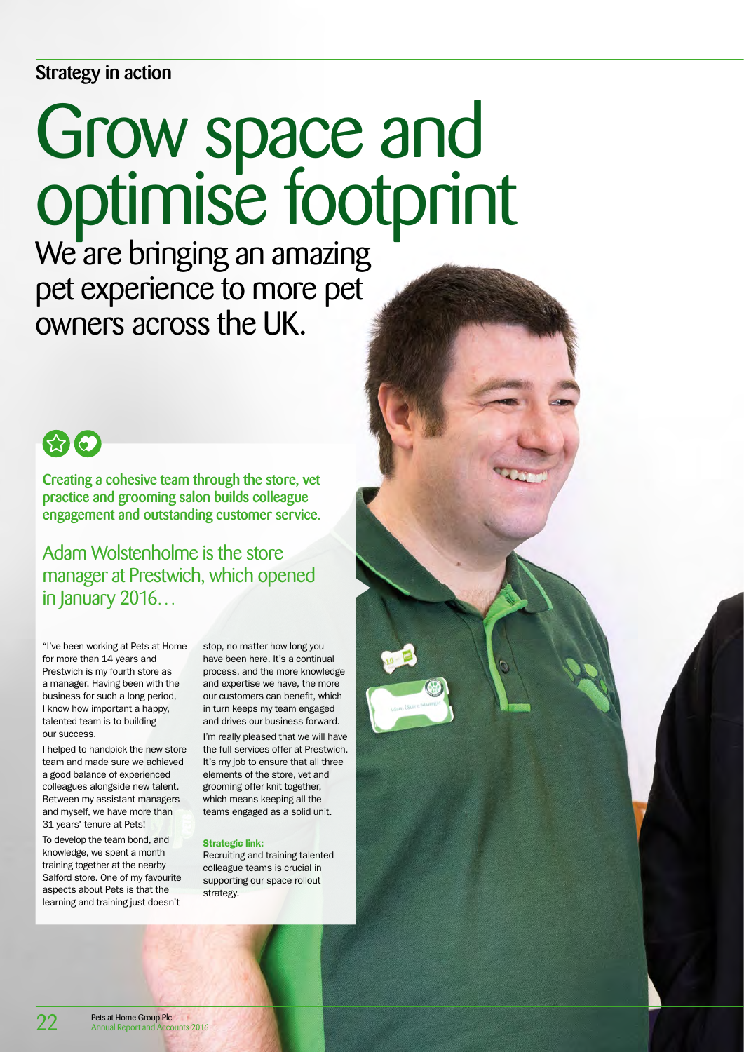## Strategy in action

# Grow space and optimise footprint

We are bringing an amazing pet experience to more pet owners across the UK.

**Creating a cohesive team through the store, vet practice and grooming salon builds colleague engagement and outstanding customer service.**

### Adam Wolstenholme is the store manager at Prestwich, which opened in January 2016…

"I've been working at Pets at Home for more than 14 years and Prestwich is my fourth store as a manager. Having been with the business for such a long period, I know how important a happy, talented team is to building our success.

I helped to handpick the new store team and made sure we achieved a good balance of experienced colleagues alongside new talent. Between my assistant managers and myself, we have more than 31 years' tenure at Pets!

To develop the team bond, and knowledge, we spent a month training together at the nearby Salford store. One of my favourite aspects about Pets is that the learning and training just doesn't stop, no matter how long you have been here. It's a continual process, and the more knowledge and expertise we have, the more our customers can benefit, which in turn keeps my team engaged and drives our business forward.

I'm really pleased that we will have the full services offer at Prestwich. It's my job to ensure that all three elements of the store, vet and grooming offer knit together, which means keeping all the teams engaged as a solid unit.

**Strategic link:**
Recruiting and training talented colleague teams is crucial in supporting our space rollout strategy.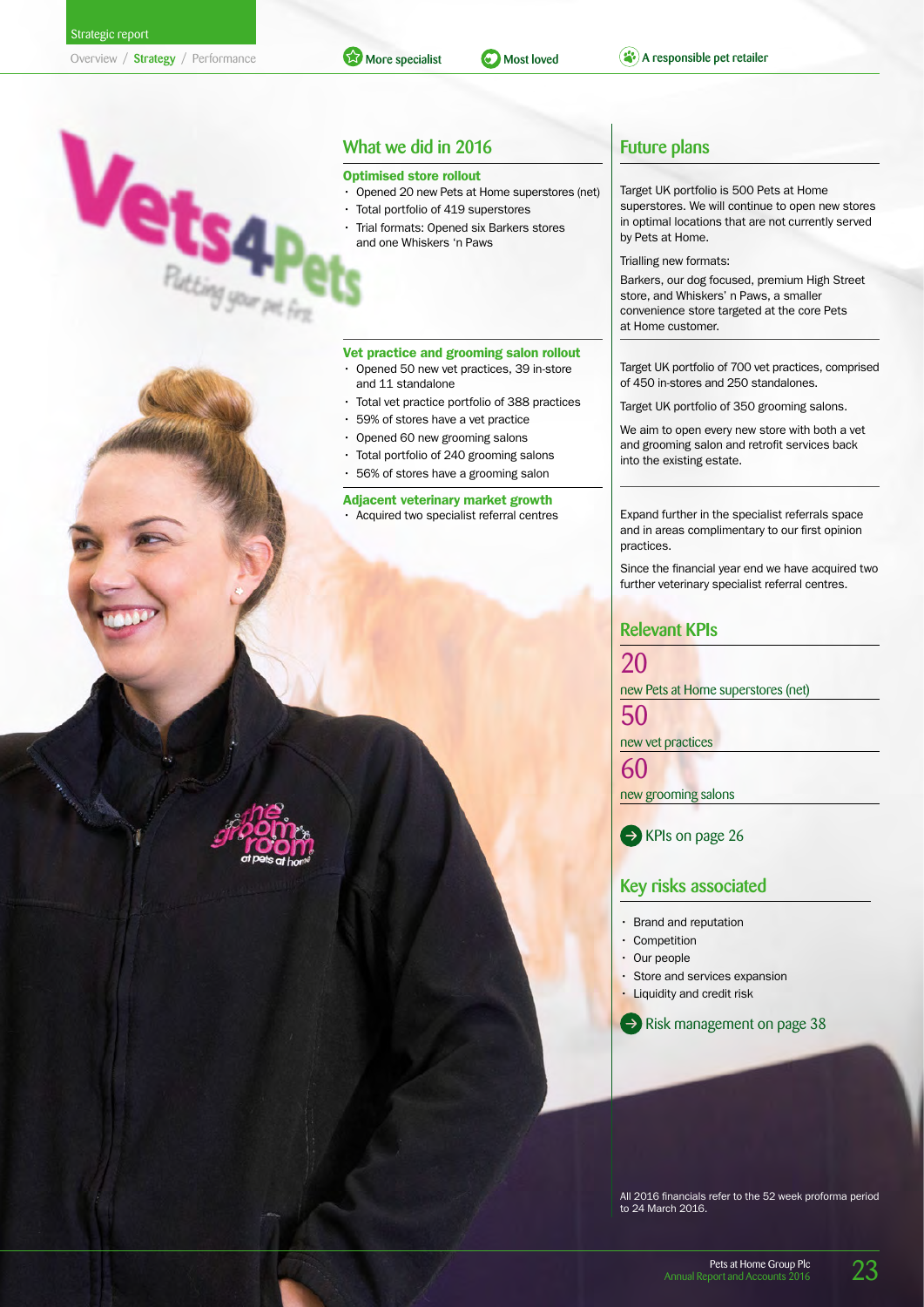## What we did in 2016

### Optimised store rollout

- Opened 20 new Pets at Home superstores (net)
- Total portfolio of 419 superstores
- Trial formats: Opened six Barkers stores and one Whiskers 'n Paws

### Vet practice and grooming salon rollout

- Opened 50 new vet practices, 39 in-store and 11 standalone
- Total vet practice portfolio of 388 practices
- 59% of stores have a vet practice
- Opened 60 new grooming salons
- Total portfolio of 240 grooming salons
- 56% of stores have a grooming salon

### Adjacent veterinary market growth

- Acquired two specialist referral centres

## Future plans

Target UK portfolio is 500 Pets at Home superstores. We will continue to open new stores in optimal locations that are not currently served by Pets at Home.

Trialling new formats:

Barkers, our dog focused, premium High Street store, and Whiskers' n Paws, a smaller convenience store targeted at the core Pets at Home customer.

Target UK portfolio of 700 vet practices, comprised of 450 in-stores and 250 standalones.

Target UK portfolio of 350 grooming salons.

We aim to open every new store with both a vet and grooming salon and retrofit services back into the existing estate.

Expand further in the specialist referrals space and in areas complimentary to our first opinion practices.

Since the financial year end we have acquired two further veterinary specialist referral centres.

## Relevant KPIs

**20**
new Pets at Home superstores (net)

**50**
new vet practices

**60**
new grooming salons

KPIs on page 26

## Key risks associated

- Brand and reputation
- Competition
- Our people
- Store and services expansion
- Liquidity and credit risk

Risk management on page 38

All 2016 financials refer to the 52 week proforma period to 24 March 2016.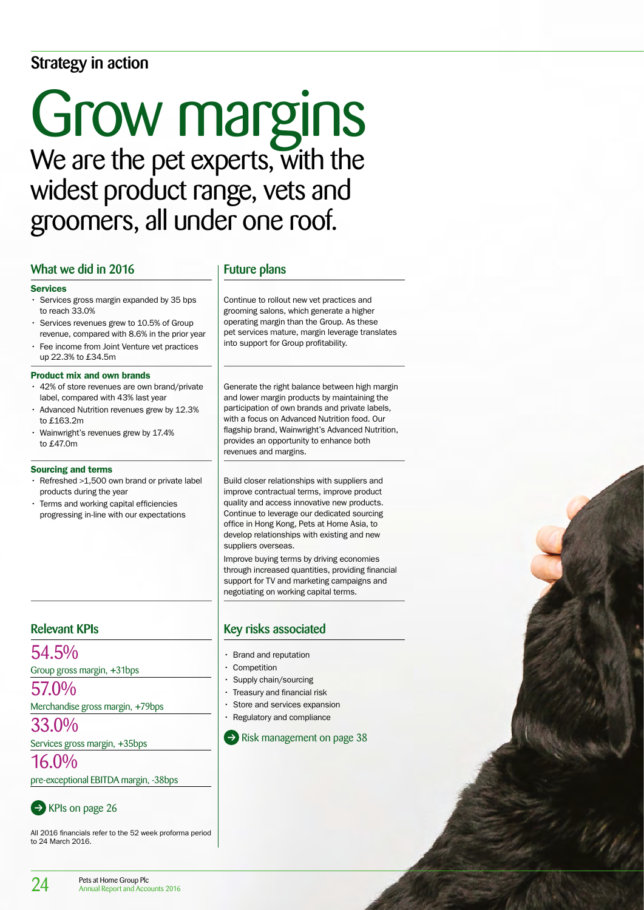## Strategy in action

# Grow margins

We are the pet experts, with the widest product range, vets and groomers, all under one roof.

### What we did in 2016

**Services**

- Services gross margin expanded by 35 bps to reach 33.0%
- Services revenues grew to 10.5% of Group revenue, compared with 8.6% in the prior year
- Fee income from Joint Venture vet practices up 22.3% to £34.5m

**Product mix and own brands**

- 42% of store revenues are own brand/private label, compared with 43% last year
- Advanced Nutrition revenues grew by 12.3% to £163.2m
- Wainwright's revenues grew by 17.4% to £47.0m

**Sourcing and terms**

- Refreshed >1,500 own brand or private label products during the year
- Terms and working capital efficiencies progressing in-line with our expectations

### Future plans

Continue to rollout new vet practices and grooming salons, which generate a higher operating margin than the Group. As these pet services mature, margin leverage translates into support for Group profitability.

Generate the right balance between high margin and lower margin products by maintaining the participation of own brands and private labels, with a focus on Advanced Nutrition food. Our flagship brand, Wainwright's Advanced Nutrition, provides an opportunity to enhance both revenues and margins.

Build closer relationships with suppliers and improve contractual terms, improve product quality and access innovative new products. Continue to leverage our dedicated sourcing office in Hong Kong, Pets at Home Asia, to develop relationships with existing and new suppliers overseas.

Improve buying terms by driving economies through increased quantities, providing financial support for TV and marketing campaigns and negotiating on working capital terms.

### Relevant KPIs

**54.5%**
Group gross margin, +31bps

**57.0%**
Merchandise gross margin, +79bps

**33.0%**
Services gross margin, +35bps

**16.0%**
pre-exceptional EBITDA margin, -38bps

→ KPIs on page 26

All 2016 financials refer to the 52 week proforma period to 24 March 2016.

### Key risks associated

- Brand and reputation
- Competition
- Supply chain/sourcing
- Treasury and financial risk
- Store and services expansion
- Regulatory and compliance

→ Risk management on page 38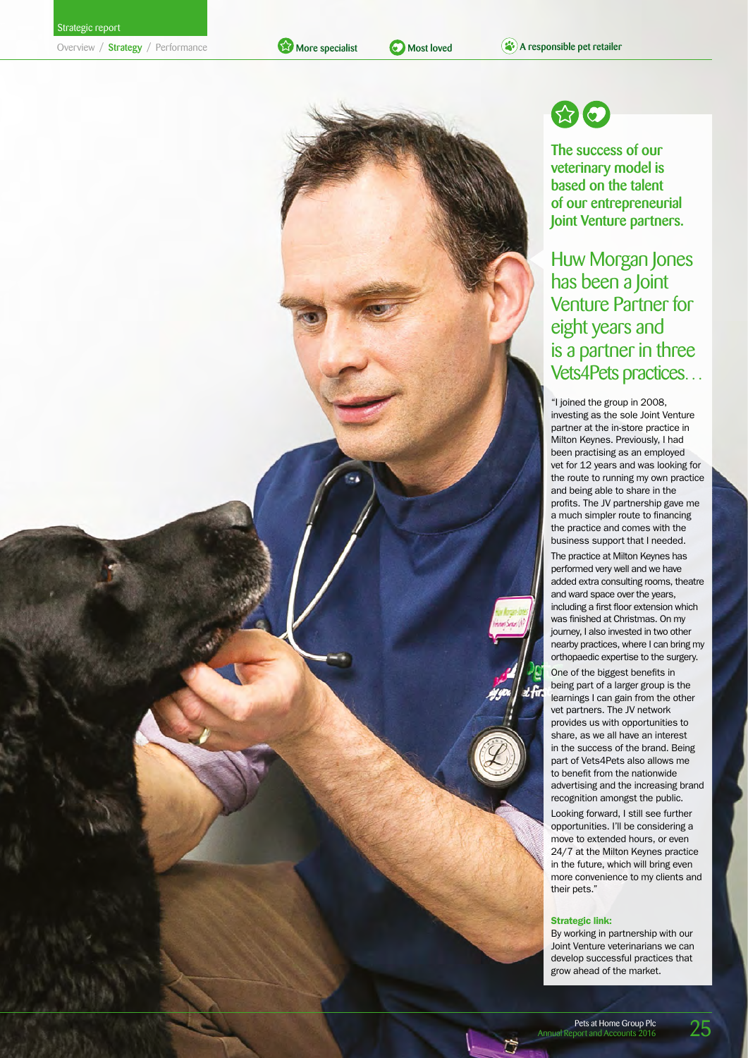## The success of our veterinary model is based on the talent of our entrepreneurial Joint Venture partners.

## Huw Morgan Jones has been a Joint Venture Partner for eight years and is a partner in three Vets4Pets practices…

"I joined the group in 2008, investing as the sole Joint Venture partner at the in-store practice in Milton Keynes. Previously, I had been practising as an employed vet for 12 years and was looking for the route to running my own practice and being able to share in the profits. The JV partnership gave me a much simpler route to financing the practice and comes with the business support that I needed.

The practice at Milton Keynes has performed very well and we have added extra consulting rooms, theatre and ward space over the years, including a first floor extension which was finished at Christmas. On my journey, I also invested in two other nearby practices, where I can bring my orthopaedic expertise to the surgery.

One of the biggest benefits in being part of a larger group is the learnings I can gain from the other vet partners. The JV network provides us with opportunities to share, as we all have an interest in the success of the brand. Being part of Vets4Pets also allows me to benefit from the nationwide advertising and the increasing brand recognition amongst the public.

Looking forward, I still see further opportunities. I'll be considering a move to extended hours, or even 24/7 at the Milton Keynes practice in the future, which will bring even more convenience to my clients and their pets."

**Strategic link:**
By working in partnership with our Joint Venture veterinarians we can develop successful practices that grow ahead of the market.